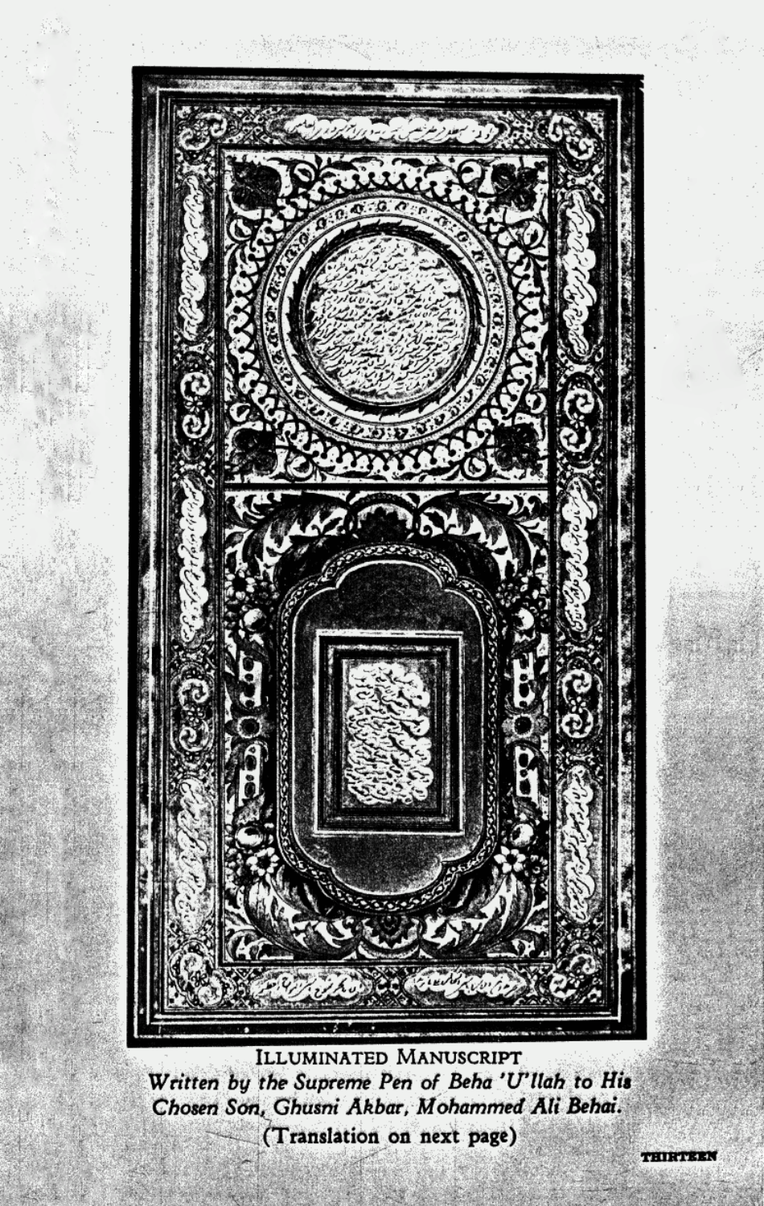ILLUMINATED MANUSCRIPT

*Written by the Supreme Pen of Beha 'U'llah to His Chosen Son, Ghusni Akbar, Mohammed Ali Behai.*

(Translation on next page)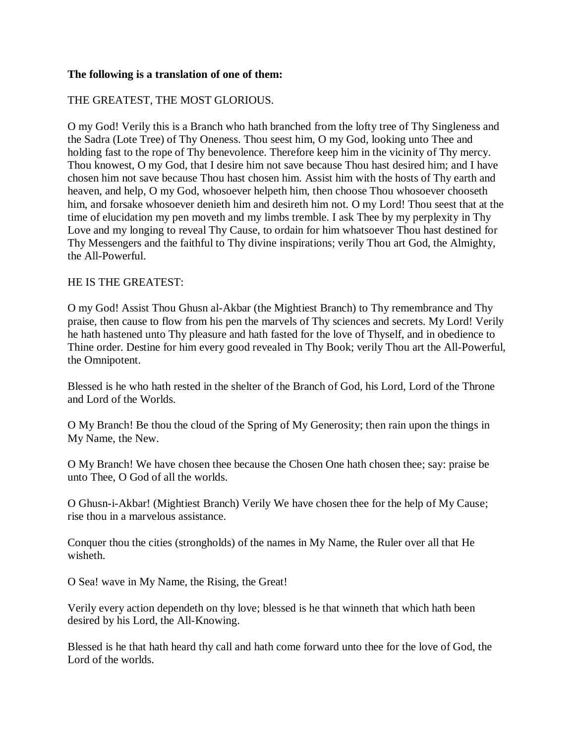**The following is a translation of one of them:**

THE GREATEST, THE MOST GLORIOUS.

O my God! Verily this is a Branch who hath branched from the lofty tree of Thy Singleness and the Sadra (Lote Tree) of Thy Oneness. Thou seest him, O my God, looking unto Thee and holding fast to the rope of Thy benevolence. Therefore keep him in the vicinity of Thy mercy. Thou knowest, O my God, that I desire him not save because Thou hast desired him; and I have chosen him not save because Thou hast chosen him. Assist him with the hosts of Thy earth and heaven, and help, O my God, whosoever helpeth him, then choose Thou whosoever chooseth him, and forsake whosoever denieth him and desireth him not. O my Lord! Thou seest that at the time of elucidation my pen moveth and my limbs tremble. I ask Thee by my perplexity in Thy Love and my longing to reveal Thy Cause, to ordain for him whatsoever Thou hast destined for Thy Messengers and the faithful to Thy divine inspirations; verily Thou art God, the Almighty, the All-Powerful.

HE IS THE GREATEST:

O my God! Assist Thou Ghusn al-Akbar (the Mightiest Branch) to Thy remembrance and Thy praise, then cause to flow from his pen the marvels of Thy sciences and secrets. My Lord! Verily he hath hastened unto Thy pleasure and hath fasted for the love of Thyself, and in obedience to Thine order. Destine for him every good revealed in Thy Book; verily Thou art the All-Powerful, the Omnipotent.

Blessed is he who hath rested in the shelter of the Branch of God, his Lord, Lord of the Throne and Lord of the Worlds.

O My Branch! Be thou the cloud of the Spring of My Generosity; then rain upon the things in My Name, the New.

O My Branch! We have chosen thee because the Chosen One hath chosen thee; say: praise be unto Thee, O God of all the worlds.

O Ghusn-i-Akbar! (Mightiest Branch) Verily We have chosen thee for the help of My Cause; rise thou in a marvelous assistance.

Conquer thou the cities (strongholds) of the names in My Name, the Ruler over all that He wisheth.

O Sea! wave in My Name, the Rising, the Great!

Verily every action dependeth on thy love; blessed is he that winneth that which hath been desired by his Lord, the All-Knowing.

Blessed is he that hath heard thy call and hath come forward unto thee for the love of God, the Lord of the worlds.